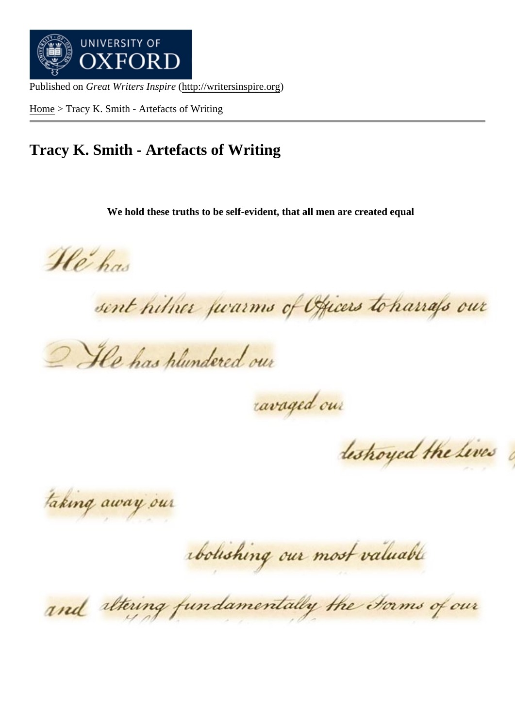Published on *Great Writers Inspire* (http://writersinspire.org)

Home > Tracy K. Smith - Artefacts of Writing

# Tracy K. Smith - Artefacts of Writing

**We hold these truths to be self-evident, that all men are created equal**

He has

sent hither swarms of Officers to harrass our

He has plundered our

ravaged our

destroyed the Lives

taking away our

abolishing our most valuable

and altering fundamentally the Forms of our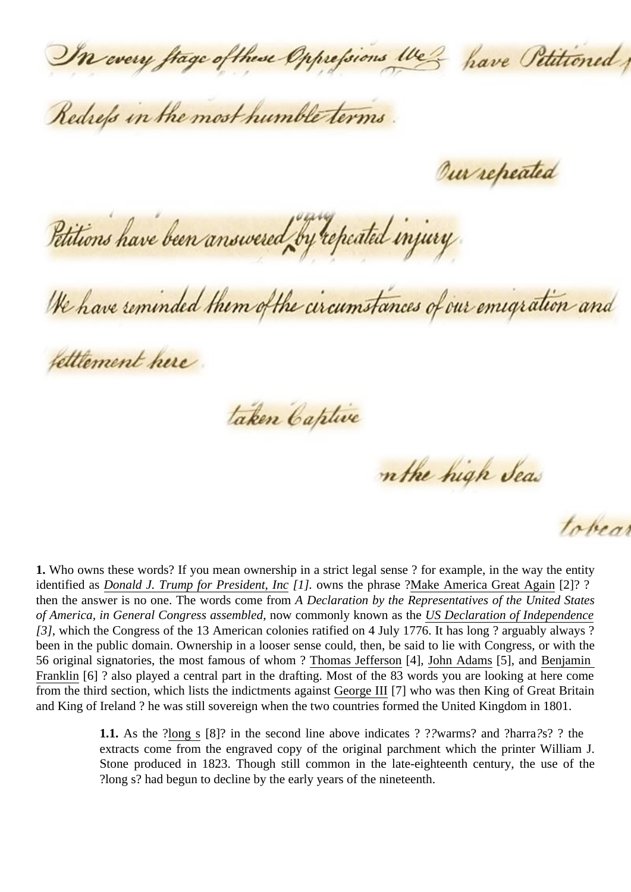In every ſtage of these Oppreſsions We have Petitioned f

Redreſs in the most humble terms.

Our repeated

Petitions have been answered only by repeated injury.

We have reminded them of the circumstances of our emigration and

ſettlement here.

taken Captive

n the high Seas

to bea

**1.** Who owns these words? If you mean ownership in a strict legal sense ? for example, in the way the entity identified as *Donald J. Trump for President, Inc [1].* owns the phrase ?Make America Great Again [2]? ? then the answer is no one. The words come from *A Declaration by the Representatives of the United States of America, in General Congress assembled*, now commonly known as the *US Declaration of Independence [3]*, which the Congress of the 13 American colonies ratified on 4 July 1776. It has long ? arguably always ? been in the public domain. Ownership in a looser sense could, then, be said to lie with Congress, or with the 56 original signatories, the most famous of whom ? Thomas Jefferson [4], John Adams [5], and Benjamin Franklin [6] ? also played a central part in the drafting. Most of the 83 words you are looking at here come from the third section, which lists the indictments against George III [7] who was then King of Great Britain and King of Ireland ? he was still sovereign when the two countries formed the United Kingdom in 1801.

> **1.1.** As the ?long s [8]? in the second line above indicates ? ??warms? and ?harra?s? ? the extracts come from the engraved copy of the original parchment which the printer William J. Stone produced in 1823. Though still common in the late-eighteenth century, the use of the ?long s? had begun to decline by the early years of the nineteenth.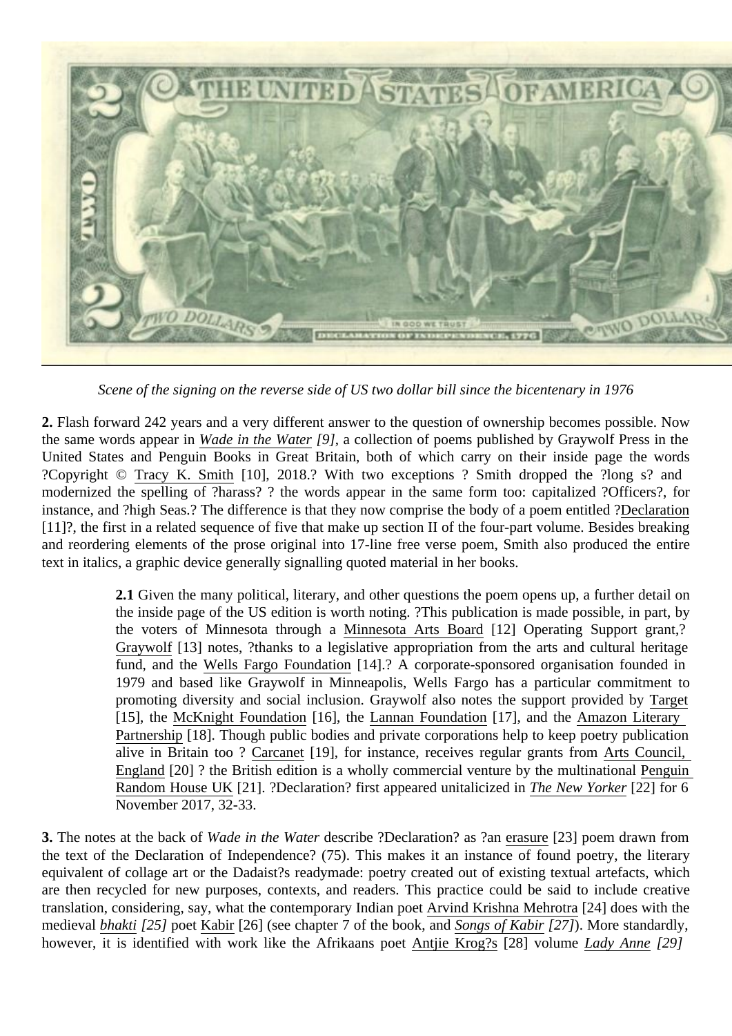*Scene of the signing on the reverse side of US two dollar bill since the bicentenary in 1976*

**2.** Flash forward 242 years and a very different answer to the question of ownership becomes possible. Now the same words appear in *Wade in the Water [9]*, a collection of poems published by Graywolf Press in the United States and Penguin Books in Great Britain, both of which carry on their inside page the words ?Copyright © Tracy K. Smith [10], 2018.? With two exceptions ? Smith dropped the ?long s? and modernized the spelling of ?harass? ? the words appear in the same form too: capitalized ?Officers?, for instance, and ?high Seas.? The difference is that they now comprise the body of a poem entitled ?Declaration [11]?, the first in a related sequence of five that make up section II of the four-part volume. Besides breaking and reordering elements of the prose original into 17-line free verse poem, Smith also produced the entire text in italics, a graphic device generally signalling quoted material in her books.

> **2.1** Given the many political, literary, and other questions the poem opens up, a further detail on the inside page of the US edition is worth noting. ?This publication is made possible, in part, by the voters of Minnesota through a Minnesota Arts Board [12] Operating Support grant,? Graywolf [13] notes, ?thanks to a legislative appropriation from the arts and cultural heritage fund, and the Wells Fargo Foundation [14].? A corporate-sponsored organisation founded in 1979 and based like Graywolf in Minneapolis, Wells Fargo has a particular commitment to promoting diversity and social inclusion. Graywolf also notes the support provided by Target [15], the McKnight Foundation [16], the Lannan Foundation [17], and the Amazon Literary Partnership [18]. Though public bodies and private corporations help to keep poetry publication alive in Britain too ? Carcanet [19], for instance, receives regular grants from Arts Council, England [20] ? the British edition is a wholly commercial venture by the multinational Penguin Random House UK [21]. ?Declaration? first appeared unitalicized in *The New Yorker* [22] for 6 November 2017, 32-33.

**3.** The notes at the back of *Wade in the Water* describe ?Declaration? as ?an erasure [23] poem drawn from the text of the Declaration of Independence? (75). This makes it an instance of found poetry, the literary equivalent of collage art or the Dadaist?s readymade: poetry created out of existing textual artefacts, which are then recycled for new purposes, contexts, and readers. This practice could be said to include creative translation, considering, say, what the contemporary Indian poet Arvind Krishna Mehrotra [24] does with the medieval *bhakti [25]* poet Kabir [26] (see chapter 7 of the book, and *Songs of Kabir [27]*). More standardly, however, it is identified with work like the Afrikaans poet Antjie Krog?s [28] volume *Lady Anne [29]*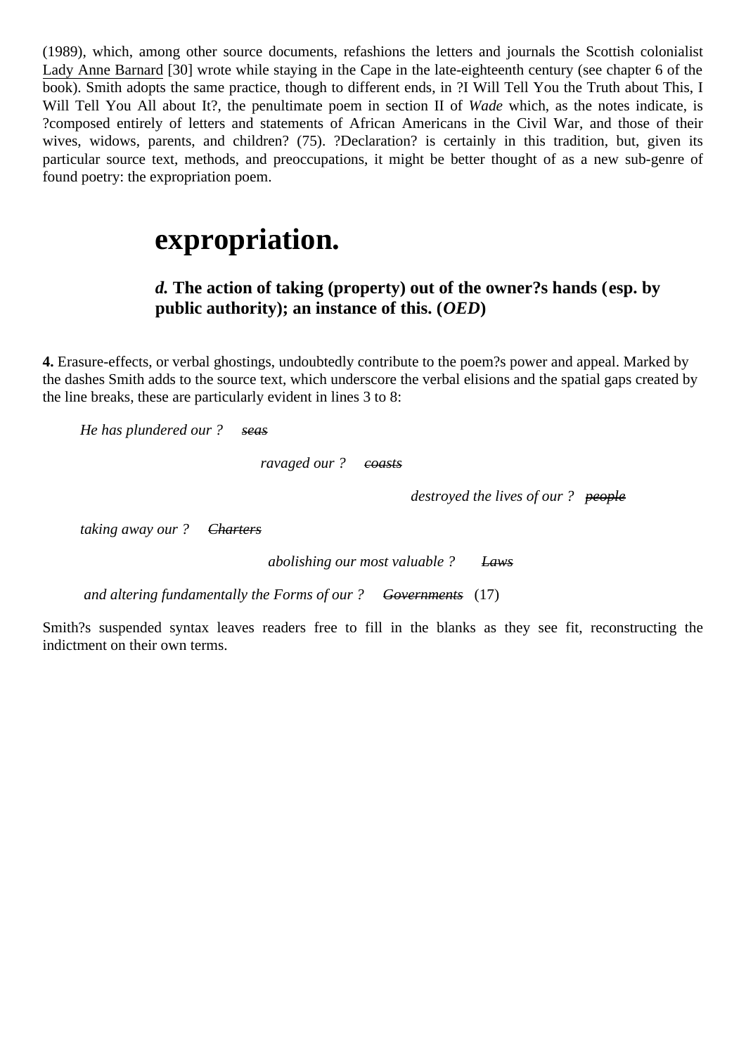(1989), which, among other source documents, refashions the letters and journals the Scottish colonialist Lady Anne Barnard [30] wrote while staying in the Cape in the late-eighteenth century (see chapter 6 of the book). Smith adopts the same practice, though to different ends, in ?I Will Tell You the Truth about This, I Will Tell You All about It?, the penultimate poem in section II of *Wade* which, as the notes indicate, is ?composed entirely of letters and statements of African Americans in the Civil War, and those of their wives, widows, parents, and children? (75). ?Declaration? is certainly in this tradition, but, given its particular source text, methods, and preoccupations, it might be better thought of as a new sub-genre of found poetry: the expropriation poem.

# expropriation.

### *d.* The action of taking (property) out of the owner?s hands (esp. by public authority); an instance of this. (*OED*)

**4.** Erasure-effects, or verbal ghostings, undoubtedly contribute to the poem?s power and appeal. Marked by the dashes Smith adds to the source text, which underscore the verbal elisions and the spatial gaps created by the line breaks, these are particularly evident in lines 3 to 8:

> *He has plundered our ?* ~~*seas*~~
>
> *ravaged our ?* ~~*coasts*~~
>
> *destroyed the lives of our ?* ~~*people*~~
>
> *taking away our ?* ~~*Charters*~~
>
> *abolishing our most valuable ?* ~~*Laws*~~
>
> *and altering fundamentally the Forms of our ?* ~~*Governments*~~ (17)

Smith?s suspended syntax leaves readers free to fill in the blanks as they see fit, reconstructing the indictment on their own terms.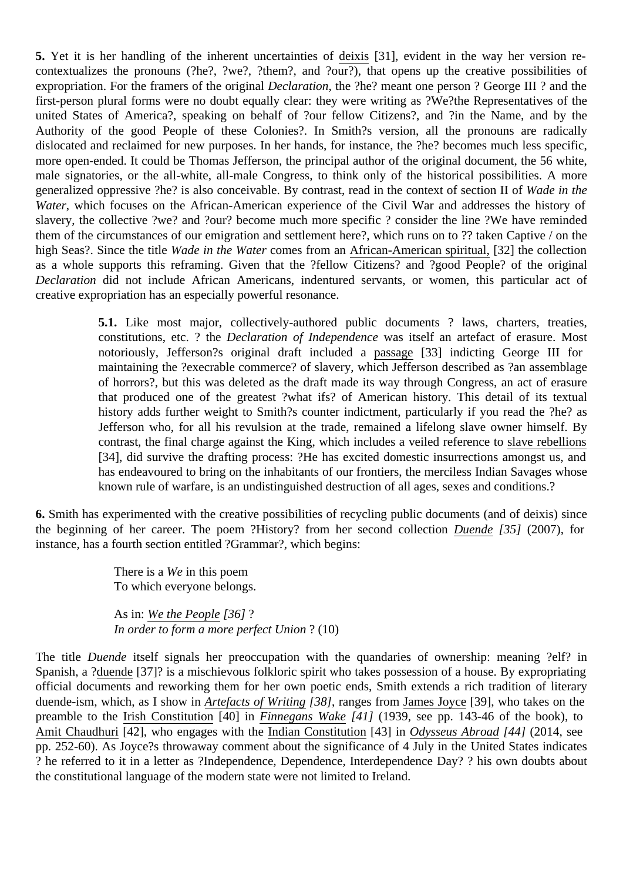**5.** Yet it is her handling of the inherent uncertainties of deixis [31], evident in the way her version re-contextualizes the pronouns (?he?, ?we?, ?them?, and ?our?), that opens up the creative possibilities of expropriation. For the framers of the original *Declaration*, the ?he? meant one person ? George III ? and the first-person plural forms were no doubt equally clear: they were writing as ?We?the Representatives of the united States of America?, speaking on behalf of ?our fellow Citizens?, and ?in the Name, and by the Authority of the good People of these Colonies?. In Smith?s version, all the pronouns are radically dislocated and reclaimed for new purposes. In her hands, for instance, the ?he? becomes much less specific, more open-ended. It could be Thomas Jefferson, the principal author of the original document, the 56 white, male signatories, or the all-white, all-male Congress, to think only of the historical possibilities. A more generalized oppressive ?he? is also conceivable. By contrast, read in the context of section II of *Wade in the Water*, which focuses on the African-American experience of the Civil War and addresses the history of slavery, the collective ?we? and ?our? become much more specific ? consider the line ?We have reminded them of the circumstances of our emigration and settlement here?, which runs on to ?? taken Captive / on the high Seas?. Since the title *Wade in the Water* comes from an African-American spiritual, [32] the collection as a whole supports this reframing. Given that the ?fellow Citizens? and ?good People? of the original *Declaration* did not include African Americans, indentured servants, or women, this particular act of creative expropriation has an especially powerful resonance.

> **5.1.** Like most major, collectively-authored public documents ? laws, charters, treaties, constitutions, etc. ? the *Declaration of Independence* was itself an artefact of erasure. Most notoriously, Jefferson?s original draft included a passage [33] indicting George III for maintaining the ?execrable commerce? of slavery, which Jefferson described as ?an assemblage of horrors?, but this was deleted as the draft made its way through Congress, an act of erasure that produced one of the greatest ?what ifs? of American history. This detail of its textual history adds further weight to Smith?s counter indictment, particularly if you read the ?he? as Jefferson who, for all his revulsion at the trade, remained a lifelong slave owner himself. By contrast, the final charge against the King, which includes a veiled reference to slave rebellions [34], did survive the drafting process: ?He has excited domestic insurrections amongst us, and has endeavoured to bring on the inhabitants of our frontiers, the merciless Indian Savages whose known rule of warfare, is an undistinguished destruction of all ages, sexes and conditions.?

**6.** Smith has experimented with the creative possibilities of recycling public documents (and of deixis) since the beginning of her career. The poem ?History? from her second collection *Duende [35]* (2007), for instance, has a fourth section entitled ?Grammar?, which begins:

> There is a *We* in this poem
> To which everyone belongs.
>
> As in: *We the People [36]* ?
> *In order to form a more perfect Union* ? (10)

The title *Duende* itself signals her preoccupation with the quandaries of ownership: meaning ?elf? in Spanish, a ?duende [37]? is a mischievous folkloric spirit who takes possession of a house. By expropriating official documents and reworking them for her own poetic ends, Smith extends a rich tradition of literary duende-ism, which, as I show in *Artefacts of Writing [38]*, ranges from James Joyce [39], who takes on the preamble to the Irish Constitution [40] in *Finnegans Wake [41]* (1939, see pp. 143-46 of the book), to Amit Chaudhuri [42], who engages with the Indian Constitution [43] in *Odysseus Abroad [44]* (2014, see pp. 252-60). As Joyce?s throwaway comment about the significance of 4 July in the United States indicates ? he referred to it in a letter as ?Independence, Dependence, Interdependence Day? ? his own doubts about the constitutional language of the modern state were not limited to Ireland.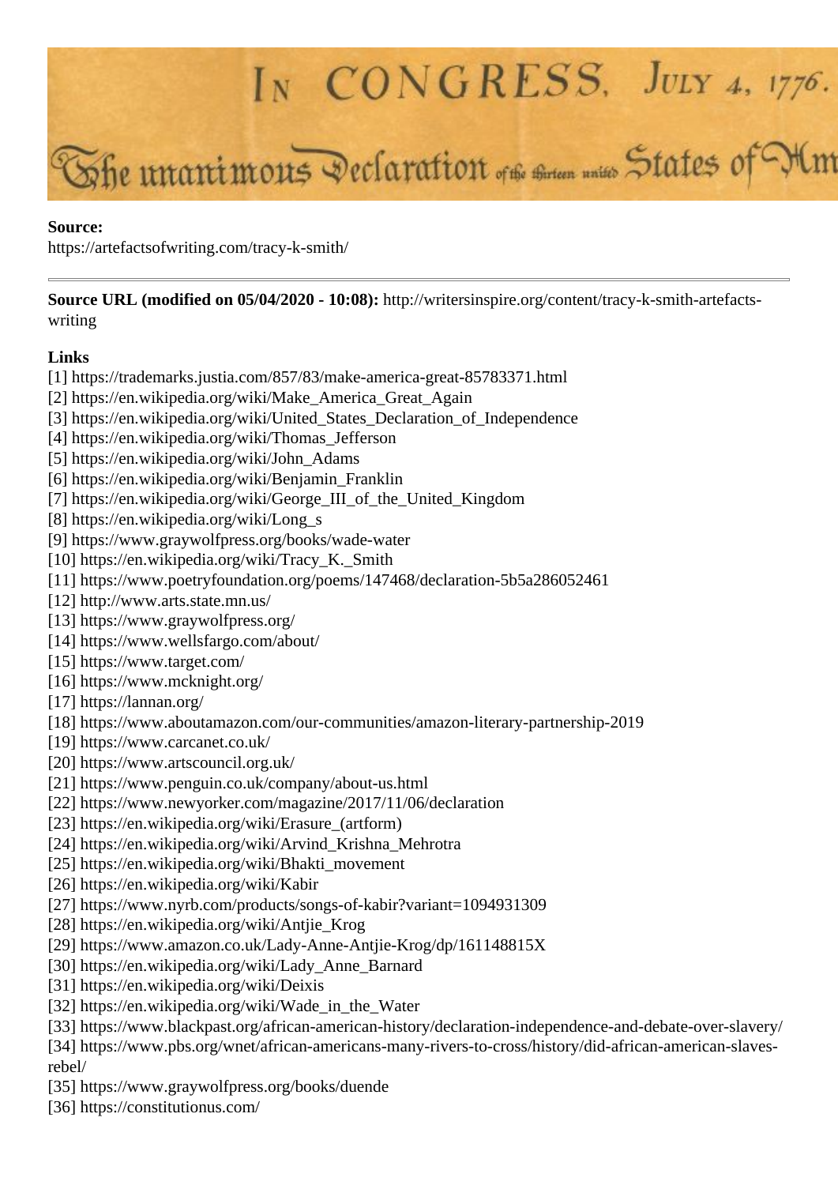IN CONGRESS, JULY 4, 1776.

The unanimous Declaration of the thirteen united States of Am

**Source:**
https://artefactsofwriting.com/tracy-k-smith/

---

**Source URL (modified on 05/04/2020 - 10:08):** http://writersinspire.org/content/tracy-k-smith-artefacts-writing

**Links**
[1] https://trademarks.justia.com/857/83/make-america-great-85783371.html
[2] https://en.wikipedia.org/wiki/Make_America_Great_Again
[3] https://en.wikipedia.org/wiki/United_States_Declaration_of_Independence
[4] https://en.wikipedia.org/wiki/Thomas_Jefferson
[5] https://en.wikipedia.org/wiki/John_Adams
[6] https://en.wikipedia.org/wiki/Benjamin_Franklin
[7] https://en.wikipedia.org/wiki/George_III_of_the_United_Kingdom
[8] https://en.wikipedia.org/wiki/Long_s
[9] https://www.graywolfpress.org/books/wade-water
[10] https://en.wikipedia.org/wiki/Tracy_K._Smith
[11] https://www.poetryfoundation.org/poems/147468/declaration-5b5a286052461
[12] http://www.arts.state.mn.us/
[13] https://www.graywolfpress.org/
[14] https://www.wellsfargo.com/about/
[15] https://www.target.com/
[16] https://www.mcknight.org/
[17] https://lannan.org/
[18] https://www.aboutamazon.com/our-communities/amazon-literary-partnership-2019
[19] https://www.carcanet.co.uk/
[20] https://www.artscouncil.org.uk/
[21] https://www.penguin.co.uk/company/about-us.html
[22] https://www.newyorker.com/magazine/2017/11/06/declaration
[23] https://en.wikipedia.org/wiki/Erasure_(artform)
[24] https://en.wikipedia.org/wiki/Arvind_Krishna_Mehrotra
[25] https://en.wikipedia.org/wiki/Bhakti_movement
[26] https://en.wikipedia.org/wiki/Kabir
[27] https://www.nyrb.com/products/songs-of-kabir?variant=1094931309
[28] https://en.wikipedia.org/wiki/Antjie_Krog
[29] https://www.amazon.co.uk/Lady-Anne-Antjie-Krog/dp/161148815X
[30] https://en.wikipedia.org/wiki/Lady_Anne_Barnard
[31] https://en.wikipedia.org/wiki/Deixis
[32] https://en.wikipedia.org/wiki/Wade_in_the_Water
[33] https://www.blackpast.org/african-american-history/declaration-independence-and-debate-over-slavery/
[34] https://www.pbs.org/wnet/african-americans-many-rivers-to-cross/history/did-african-american-slaves-rebel/
[35] https://www.graywolfpress.org/books/duende
[36] https://constitutionus.com/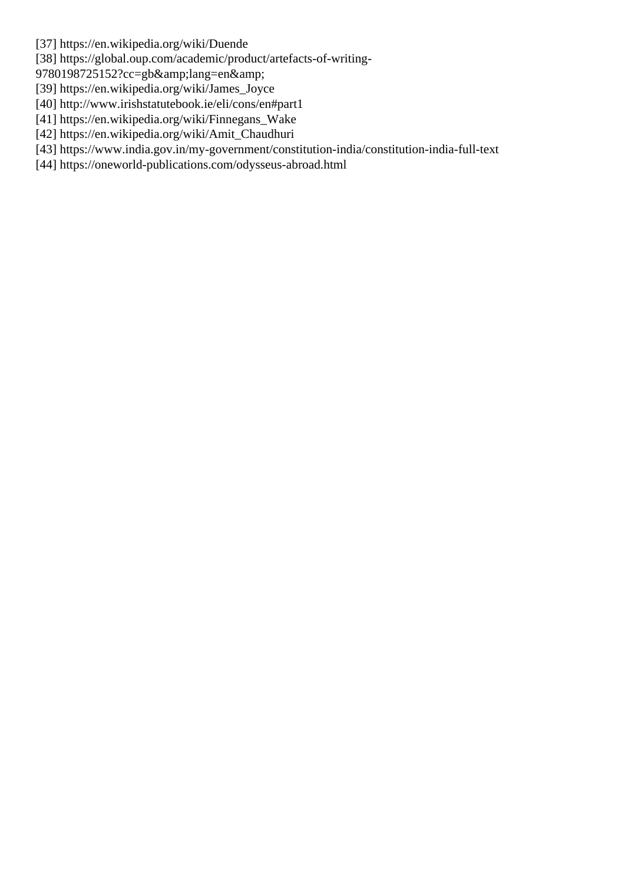[37] https://en.wikipedia.org/wiki/Duende
[38] https://global.oup.com/academic/product/artefacts-of-writing-9780198725152?cc=gb&amp;lang=en&amp;
[39] https://en.wikipedia.org/wiki/James_Joyce
[40] http://www.irishstatutebook.ie/eli/cons/en#part1
[41] https://en.wikipedia.org/wiki/Finnegans_Wake
[42] https://en.wikipedia.org/wiki/Amit_Chaudhuri
[43] https://www.india.gov.in/my-government/constitution-india/constitution-india-full-text
[44] https://oneworld-publications.com/odysseus-abroad.html